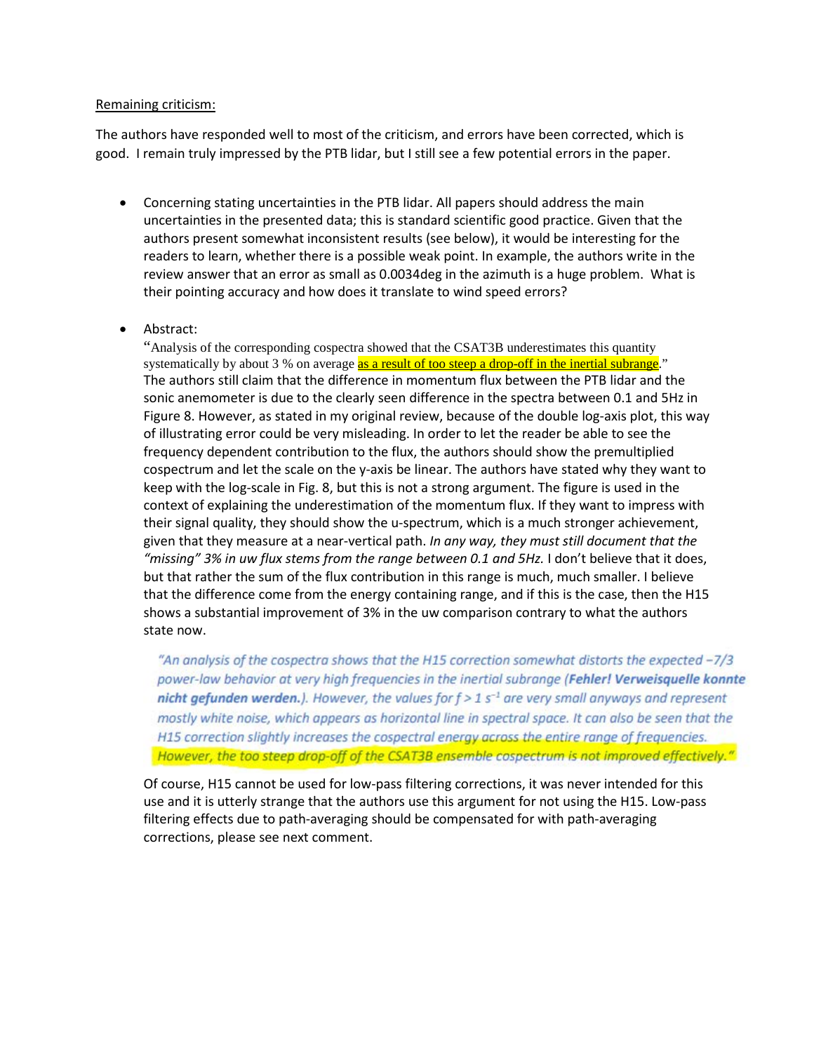<u>Remaining criticism:</u>

The authors have responded well to most of the criticism, and errors have been corrected, which is good. I remain truly impressed by the PTB lidar, but I still see a few potential errors in the paper.

- Concerning stating uncertainties in the PTB lidar. All papers should address the main uncertainties in the presented data; this is standard scientific good practice. Given that the authors present somewhat inconsistent results (see below), it would be interesting for the readers to learn, whether there is a possible weak point. In example, the authors write in the review answer that an error as small as 0.0034deg in the azimuth is a huge problem. What is their pointing accuracy and how does it translate to wind speed errors?

- Abstract:
  "Analysis of the corresponding cospectra showed that the CSAT3B underestimates this quantity systematically by about 3 % on average as a result of too steep a drop-off in the inertial subrange."
  The authors still claim that the difference in momentum flux between the PTB lidar and the sonic anemometer is due to the clearly seen difference in the spectra between 0.1 and 5Hz in Figure 8. However, as stated in my original review, because of the double log-axis plot, this way of illustrating error could be very misleading. In order to let the reader be able to see the frequency dependent contribution to the flux, the authors should show the premultiplied cospectrum and let the scale on the y-axis be linear. The authors have stated why they want to keep with the log-scale in Fig. 8, but this is not a strong argument. The figure is used in the context of explaining the underestimation of the momentum flux. If they want to impress with their signal quality, they should show the u-spectrum, which is a much stronger achievement, given that they measure at a near-vertical path. *In any way, they must still document that the "missing" 3% in uw flux stems from the range between 0.1 and 5Hz.* I don't believe that it does, but that rather the sum of the flux contribution in this range is much, much smaller. I believe that the difference come from the energy containing range, and if this is the case, then the H15 shows a substantial improvement of 3% in the uw comparison contrary to what the authors state now.

  > *"An analysis of the cospectra shows that the H15 correction somewhat distorts the expected −7/3 power-law behavior at very high frequencies in the inertial subrange (**Fehler! Verweisquelle konnte nicht gefunden werden.**). However, the values for $f > 1\ s^{-1}$ are very small anyways and represent mostly white noise, which appears as horizontal line in spectral space. It can also be seen that the H15 correction slightly increases the cospectral energy across the entire range of frequencies. However, the too steep drop-off of the CSAT3B ensemble cospectrum is not improved effectively."*

  Of course, H15 cannot be used for low-pass filtering corrections, it was never intended for this use and it is utterly strange that the authors use this argument for not using the H15. Low-pass filtering effects due to path-averaging should be compensated for with path-averaging corrections, please see next comment.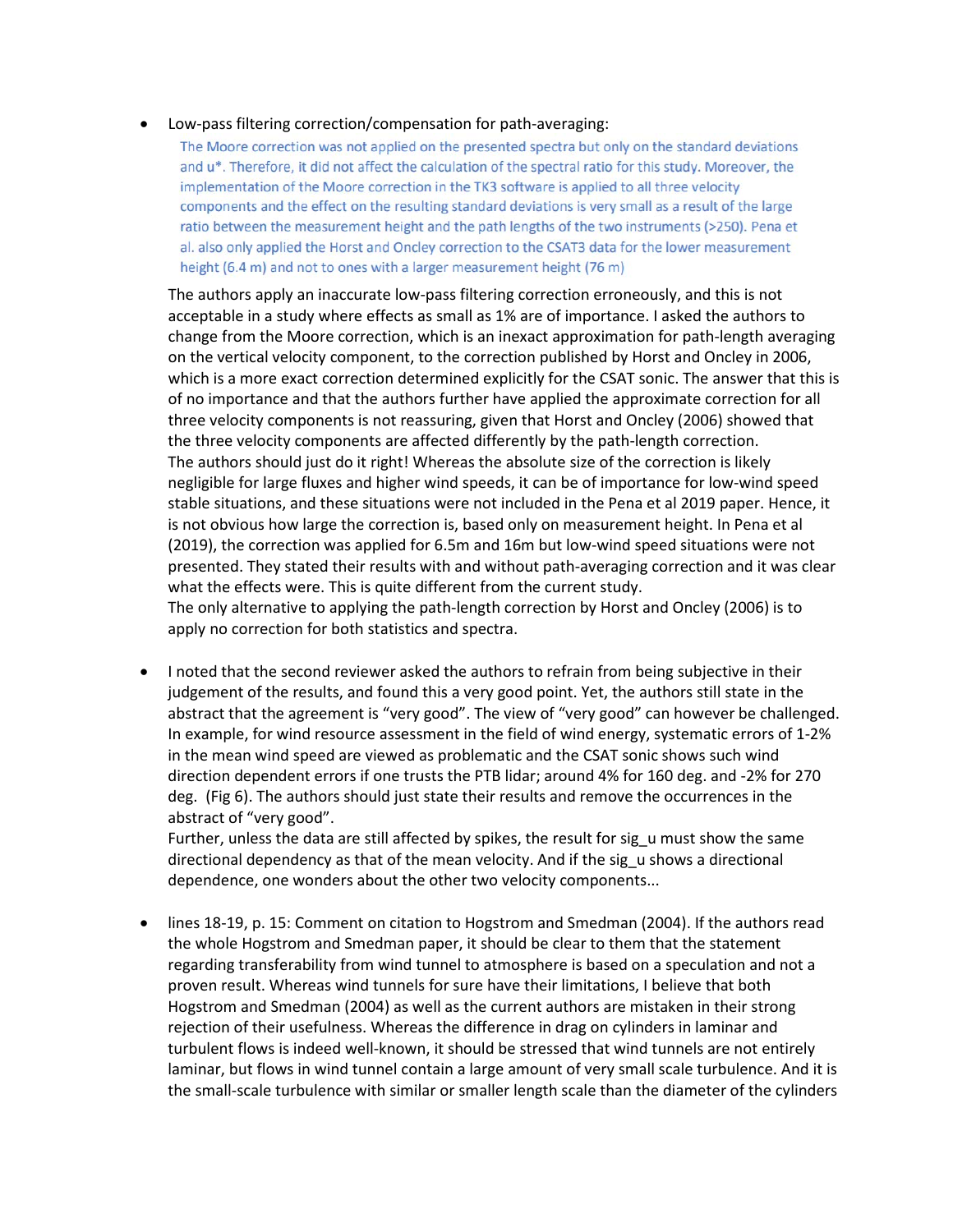- Low-pass filtering correction/compensation for path-averaging:

  The Moore correction was not applied on the presented spectra but only on the standard deviations and u*. Therefore, it did not affect the calculation of the spectral ratio for this study. Moreover, the implementation of the Moore correction in the TK3 software is applied to all three velocity components and the effect on the resulting standard deviations is very small as a result of the large ratio between the measurement height and the path lengths of the two instruments (>250). Pena et al. also only applied the Horst and Oncley correction to the CSAT3 data for the lower measurement height (6.4 m) and not to ones with a larger measurement height (76 m)

  The authors apply an inaccurate low-pass filtering correction erroneously, and this is not acceptable in a study where effects as small as 1% are of importance. I asked the authors to change from the Moore correction, which is an inexact approximation for path-length averaging on the vertical velocity component, to the correction published by Horst and Oncley in 2006, which is a more exact correction determined explicitly for the CSAT sonic. The answer that this is of no importance and that the authors further have applied the approximate correction for all three velocity components is not reassuring, given that Horst and Oncley (2006) showed that the three velocity components are affected differently by the path-length correction.
  The authors should just do it right! Whereas the absolute size of the correction is likely negligible for large fluxes and higher wind speeds, it can be of importance for low-wind speed stable situations, and these situations were not included in the Pena et al 2019 paper. Hence, it is not obvious how large the correction is, based only on measurement height. In Pena et al (2019), the correction was applied for 6.5m and 16m but low-wind speed situations were not presented. They stated their results with and without path-averaging correction and it was clear what the effects were. This is quite different from the current study.
  The only alternative to applying the path-length correction by Horst and Oncley (2006) is to apply no correction for both statistics and spectra.

- I noted that the second reviewer asked the authors to refrain from being subjective in their judgement of the results, and found this a very good point. Yet, the authors still state in the abstract that the agreement is "very good". The view of "very good" can however be challenged. In example, for wind resource assessment in the field of wind energy, systematic errors of 1-2% in the mean wind speed are viewed as problematic and the CSAT sonic shows such wind direction dependent errors if one trusts the PTB lidar; around 4% for 160 deg. and -2% for 270 deg. (Fig 6). The authors should just state their results and remove the occurrences in the abstract of "very good".
  Further, unless the data are still affected by spikes, the result for sig_u must show the same directional dependency as that of the mean velocity. And if the sig_u shows a directional dependence, one wonders about the other two velocity components...

- lines 18-19, p. 15: Comment on citation to Hogstrom and Smedman (2004). If the authors read the whole Hogstrom and Smedman paper, it should be clear to them that the statement regarding transferability from wind tunnel to atmosphere is based on a speculation and not a proven result. Whereas wind tunnels for sure have their limitations, I believe that both Hogstrom and Smedman (2004) as well as the current authors are mistaken in their strong rejection of their usefulness. Whereas the difference in drag on cylinders in laminar and turbulent flows is indeed well-known, it should be stressed that wind tunnels are not entirely laminar, but flows in wind tunnel contain a large amount of very small scale turbulence. And it is the small-scale turbulence with similar or smaller length scale than the diameter of the cylinders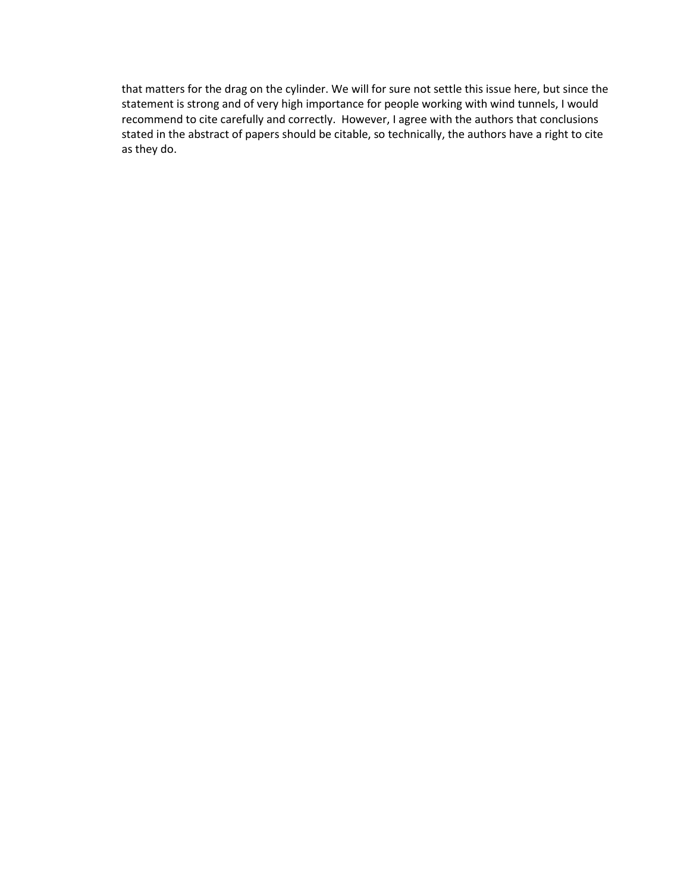that matters for the drag on the cylinder. We will for sure not settle this issue here, but since the statement is strong and of very high importance for people working with wind tunnels, I would recommend to cite carefully and correctly. However, I agree with the authors that conclusions stated in the abstract of papers should be citable, so technically, the authors have a right to cite as they do.